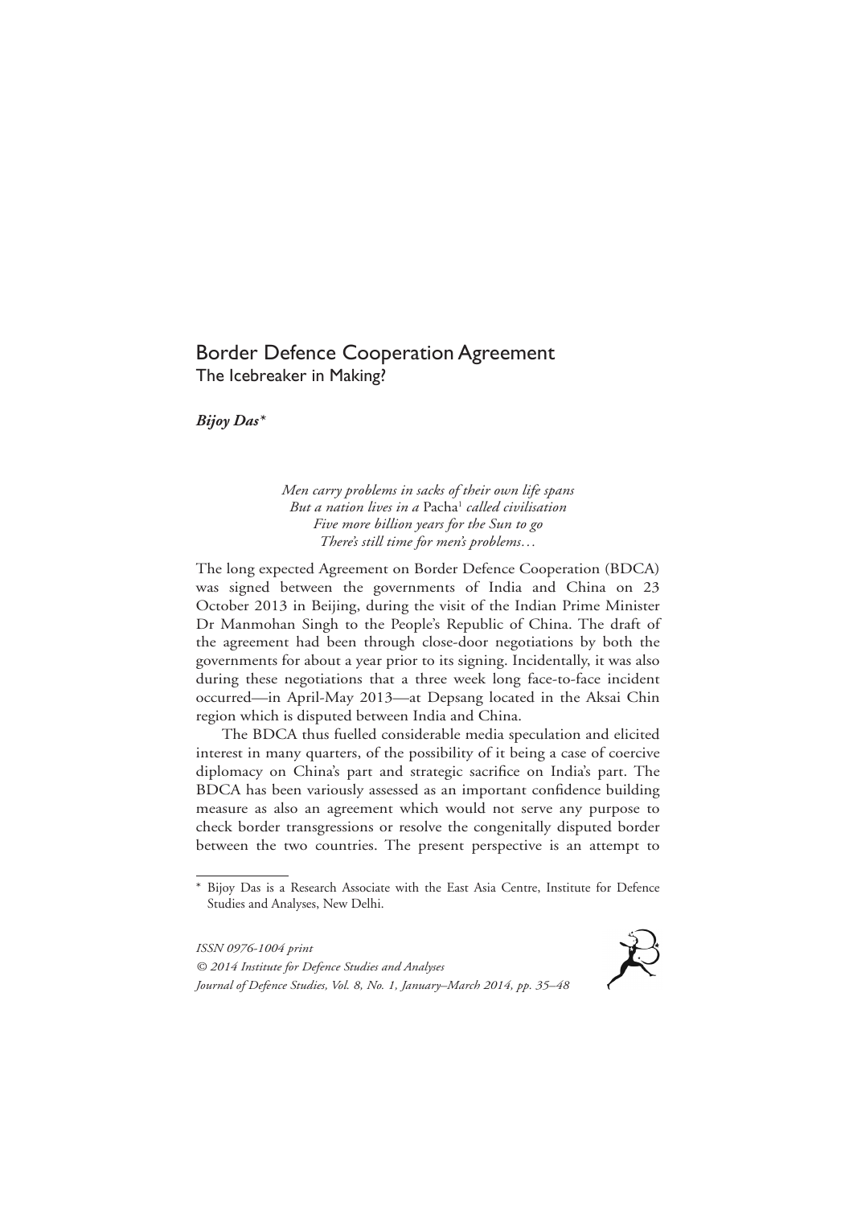# Border Defence Cooperation Agreement

## The Icebreaker in Making?

***Bijoy Das****

> *Men carry problems in sacks of their own life spans*
> *But a nation lives in a* Pacha[1] *called civilisation*
> *Five more billion years for the Sun to go*
> *There's still time for men's problems…*

The long expected Agreement on Border Defence Cooperation (BDCA) was signed between the governments of India and China on 23 October 2013 in Beijing, during the visit of the Indian Prime Minister Dr Manmohan Singh to the People's Republic of China. The draft of the agreement had been through close-door negotiations by both the governments for about a year prior to its signing. Incidentally, it was also during these negotiations that a three week long face-to-face incident occurred—in April-May 2013—at Depsang located in the Aksai Chin region which is disputed between India and China.

The BDCA thus fuelled considerable media speculation and elicited interest in many quarters, of the possibility of it being a case of coercive diplomacy on China's part and strategic sacrifice on India's part. The BDCA has been variously assessed as an important confidence building measure as also an agreement which would not serve any purpose to check border transgressions or resolve the congenitally disputed border between the two countries. The present perspective is an attempt to

---

\* Bijoy Das is a Research Associate with the East Asia Centre, Institute for Defence Studies and Analyses, New Delhi.

*ISSN 0976-1004 print*
*© 2014 Institute for Defence Studies and Analyses*
*Journal of Defence Studies, Vol. 8, No. 1, January–March 2014, pp. 35–48*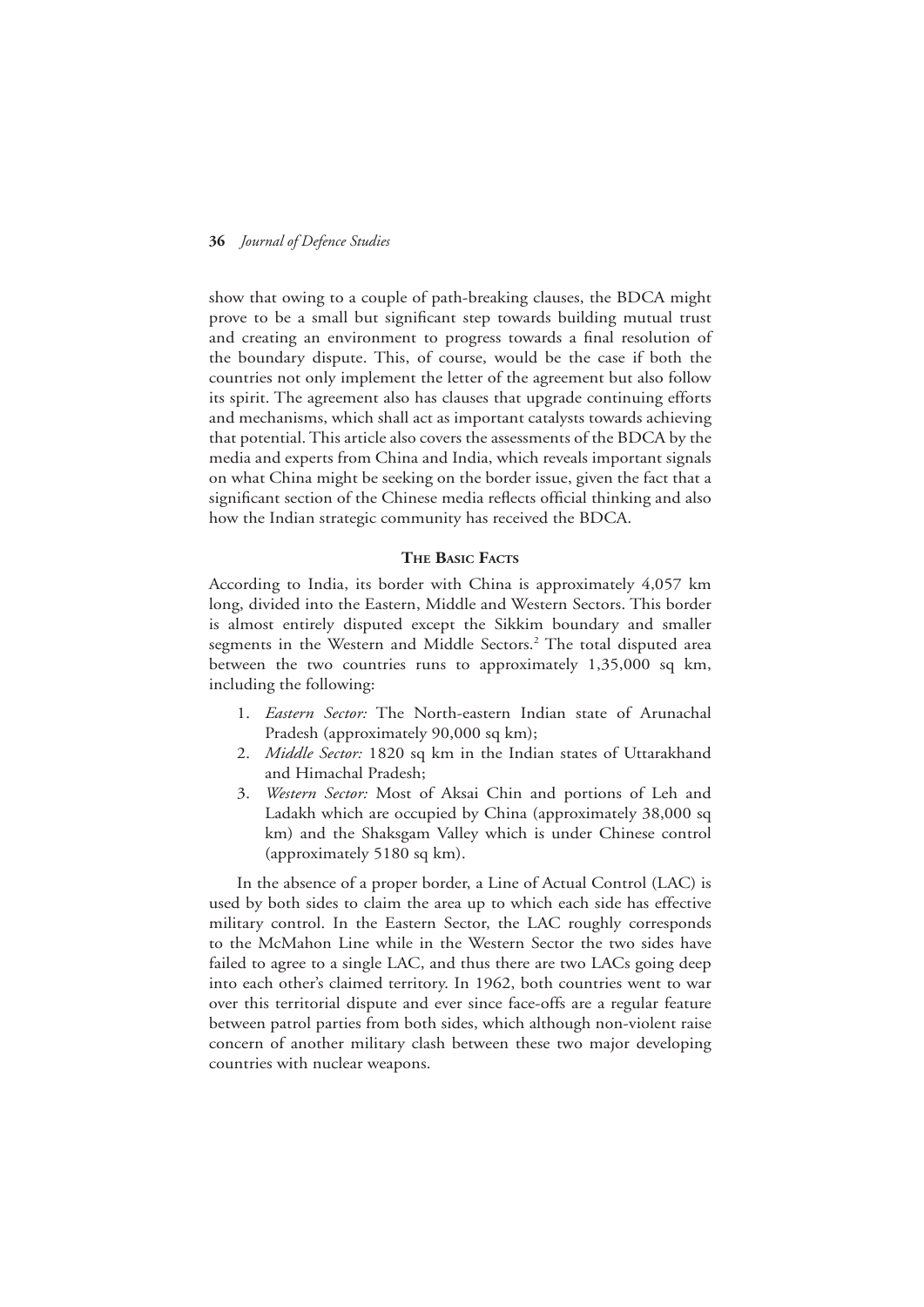show that owing to a couple of path-breaking clauses, the BDCA might prove to be a small but significant step towards building mutual trust and creating an environment to progress towards a final resolution of the boundary dispute. This, of course, would be the case if both the countries not only implement the letter of the agreement but also follow its spirit. The agreement also has clauses that upgrade continuing efforts and mechanisms, which shall act as important catalysts towards achieving that potential. This article also covers the assessments of the BDCA by the media and experts from China and India, which reveals important signals on what China might be seeking on the border issue, given the fact that a significant section of the Chinese media reflects official thinking and also how the Indian strategic community has received the BDCA.

## The Basic Facts

According to India, its border with China is approximately 4,057 km long, divided into the Eastern, Middle and Western Sectors. This border is almost entirely disputed except the Sikkim boundary and smaller segments in the Western and Middle Sectors.[2] The total disputed area between the two countries runs to approximately 1,35,000 sq km, including the following:

1. *Eastern Sector:* The North-eastern Indian state of Arunachal Pradesh (approximately 90,000 sq km);
2. *Middle Sector:* 1820 sq km in the Indian states of Uttarakhand and Himachal Pradesh;
3. *Western Sector:* Most of Aksai Chin and portions of Leh and Ladakh which are occupied by China (approximately 38,000 sq km) and the Shaksgam Valley which is under Chinese control (approximately 5180 sq km).

In the absence of a proper border, a Line of Actual Control (LAC) is used by both sides to claim the area up to which each side has effective military control. In the Eastern Sector, the LAC roughly corresponds to the McMahon Line while in the Western Sector the two sides have failed to agree to a single LAC, and thus there are two LACs going deep into each other's claimed territory. In 1962, both countries went to war over this territorial dispute and ever since face-offs are a regular feature between patrol parties from both sides, which although non-violent raise concern of another military clash between these two major developing countries with nuclear weapons.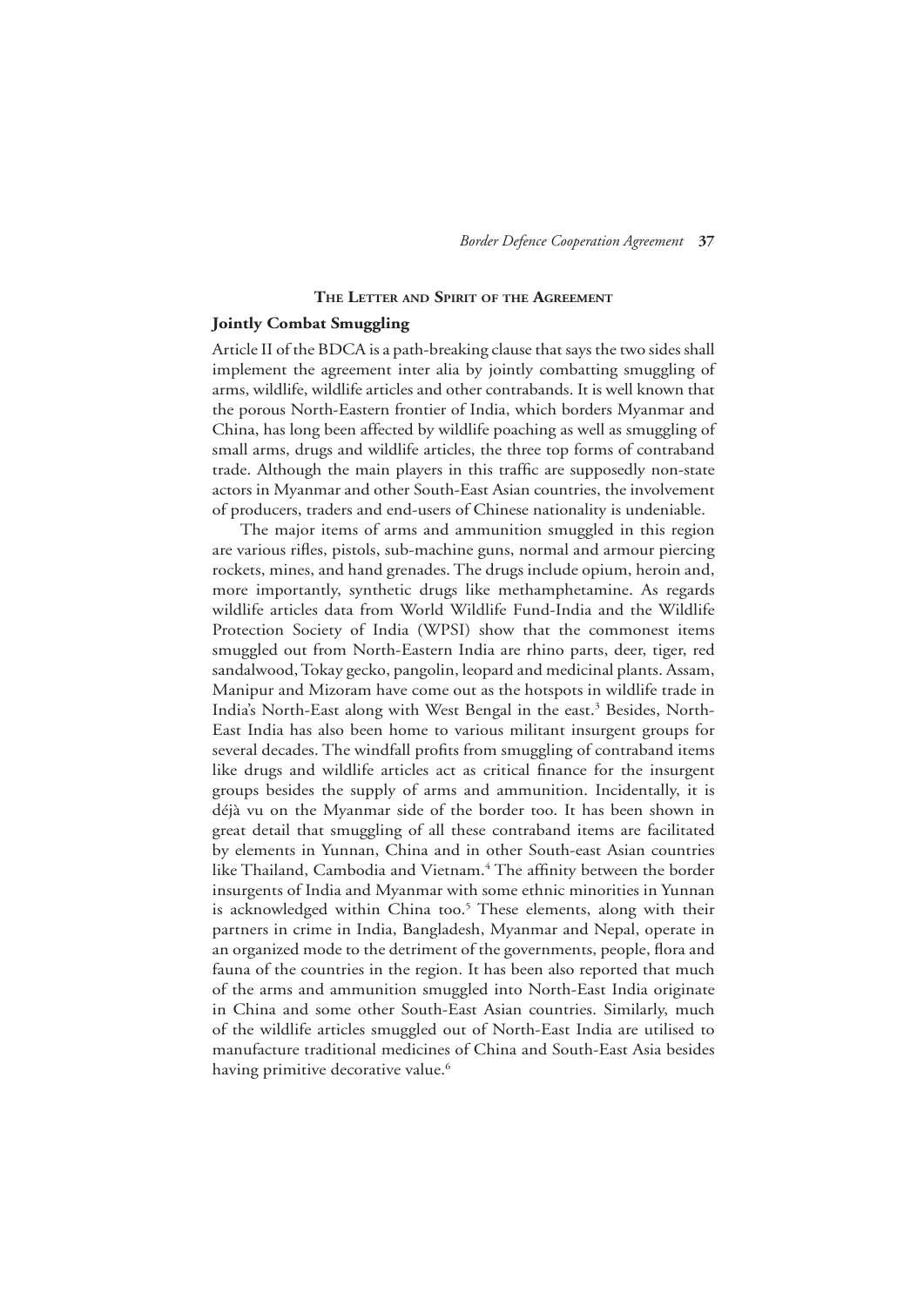## The Letter and Spirit of the Agreement

### Jointly Combat Smuggling

Article II of the BDCA is a path-breaking clause that says the two sides shall implement the agreement inter alia by jointly combatting smuggling of arms, wildlife, wildlife articles and other contrabands. It is well known that the porous North-Eastern frontier of India, which borders Myanmar and China, has long been affected by wildlife poaching as well as smuggling of small arms, drugs and wildlife articles, the three top forms of contraband trade. Although the main players in this traffic are supposedly non-state actors in Myanmar and other South-East Asian countries, the involvement of producers, traders and end-users of Chinese nationality is undeniable.

The major items of arms and ammunition smuggled in this region are various rifles, pistols, sub-machine guns, normal and armour piercing rockets, mines, and hand grenades. The drugs include opium, heroin and, more importantly, synthetic drugs like methamphetamine. As regards wildlife articles data from World Wildlife Fund-India and the Wildlife Protection Society of India (WPSI) show that the commonest items smuggled out from North-Eastern India are rhino parts, deer, tiger, red sandalwood, Tokay gecko, pangolin, leopard and medicinal plants. Assam, Manipur and Mizoram have come out as the hotspots in wildlife trade in India's North-East along with West Bengal in the east.[3] Besides, North-East India has also been home to various militant insurgent groups for several decades. The windfall profits from smuggling of contraband items like drugs and wildlife articles act as critical finance for the insurgent groups besides the supply of arms and ammunition. Incidentally, it is déjà vu on the Myanmar side of the border too. It has been shown in great detail that smuggling of all these contraband items are facilitated by elements in Yunnan, China and in other South-east Asian countries like Thailand, Cambodia and Vietnam.[4] The affinity between the border insurgents of India and Myanmar with some ethnic minorities in Yunnan is acknowledged within China too.[5] These elements, along with their partners in crime in India, Bangladesh, Myanmar and Nepal, operate in an organized mode to the detriment of the governments, people, flora and fauna of the countries in the region. It has been also reported that much of the arms and ammunition smuggled into North-East India originate in China and some other South-East Asian countries. Similarly, much of the wildlife articles smuggled out of North-East India are utilised to manufacture traditional medicines of China and South-East Asia besides having primitive decorative value.[6]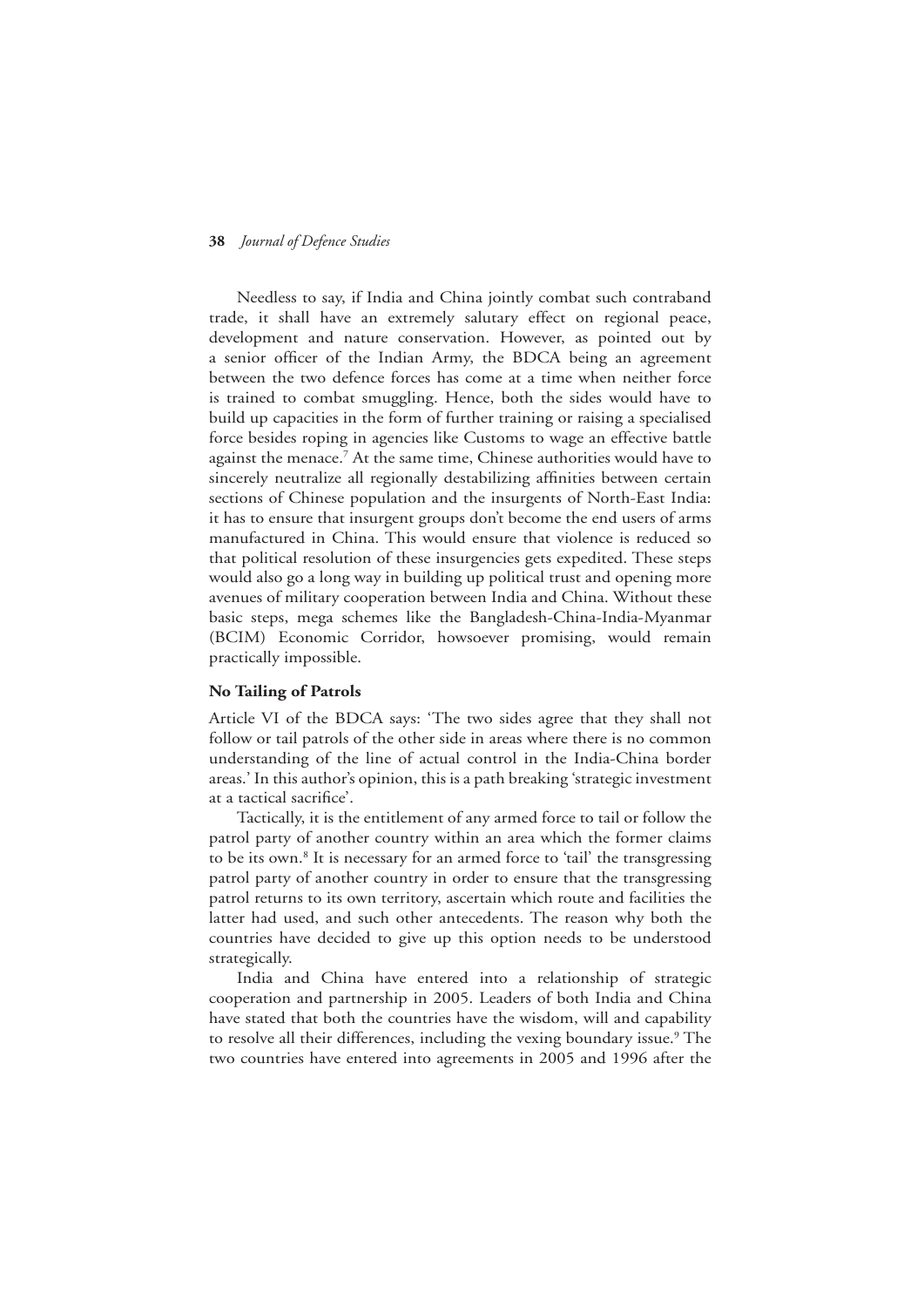Needless to say, if India and China jointly combat such contraband trade, it shall have an extremely salutary effect on regional peace, development and nature conservation. However, as pointed out by a senior officer of the Indian Army, the BDCA being an agreement between the two defence forces has come at a time when neither force is trained to combat smuggling. Hence, both the sides would have to build up capacities in the form of further training or raising a specialised force besides roping in agencies like Customs to wage an effective battle against the menace.[7] At the same time, Chinese authorities would have to sincerely neutralize all regionally destabilizing affinities between certain sections of Chinese population and the insurgents of North-East India: it has to ensure that insurgent groups don't become the end users of arms manufactured in China. This would ensure that violence is reduced so that political resolution of these insurgencies gets expedited. These steps would also go a long way in building up political trust and opening more avenues of military cooperation between India and China. Without these basic steps, mega schemes like the Bangladesh-China-India-Myanmar (BCIM) Economic Corridor, howsoever promising, would remain practically impossible.

**No Tailing of Patrols**

Article VI of the BDCA says: 'The two sides agree that they shall not follow or tail patrols of the other side in areas where there is no common understanding of the line of actual control in the India-China border areas.' In this author's opinion, this is a path breaking 'strategic investment at a tactical sacrifice'.

Tactically, it is the entitlement of any armed force to tail or follow the patrol party of another country within an area which the former claims to be its own.[8] It is necessary for an armed force to 'tail' the transgressing patrol party of another country in order to ensure that the transgressing patrol returns to its own territory, ascertain which route and facilities the latter had used, and such other antecedents. The reason why both the countries have decided to give up this option needs to be understood strategically.

India and China have entered into a relationship of strategic cooperation and partnership in 2005. Leaders of both India and China have stated that both the countries have the wisdom, will and capability to resolve all their differences, including the vexing boundary issue.[9] The two countries have entered into agreements in 2005 and 1996 after the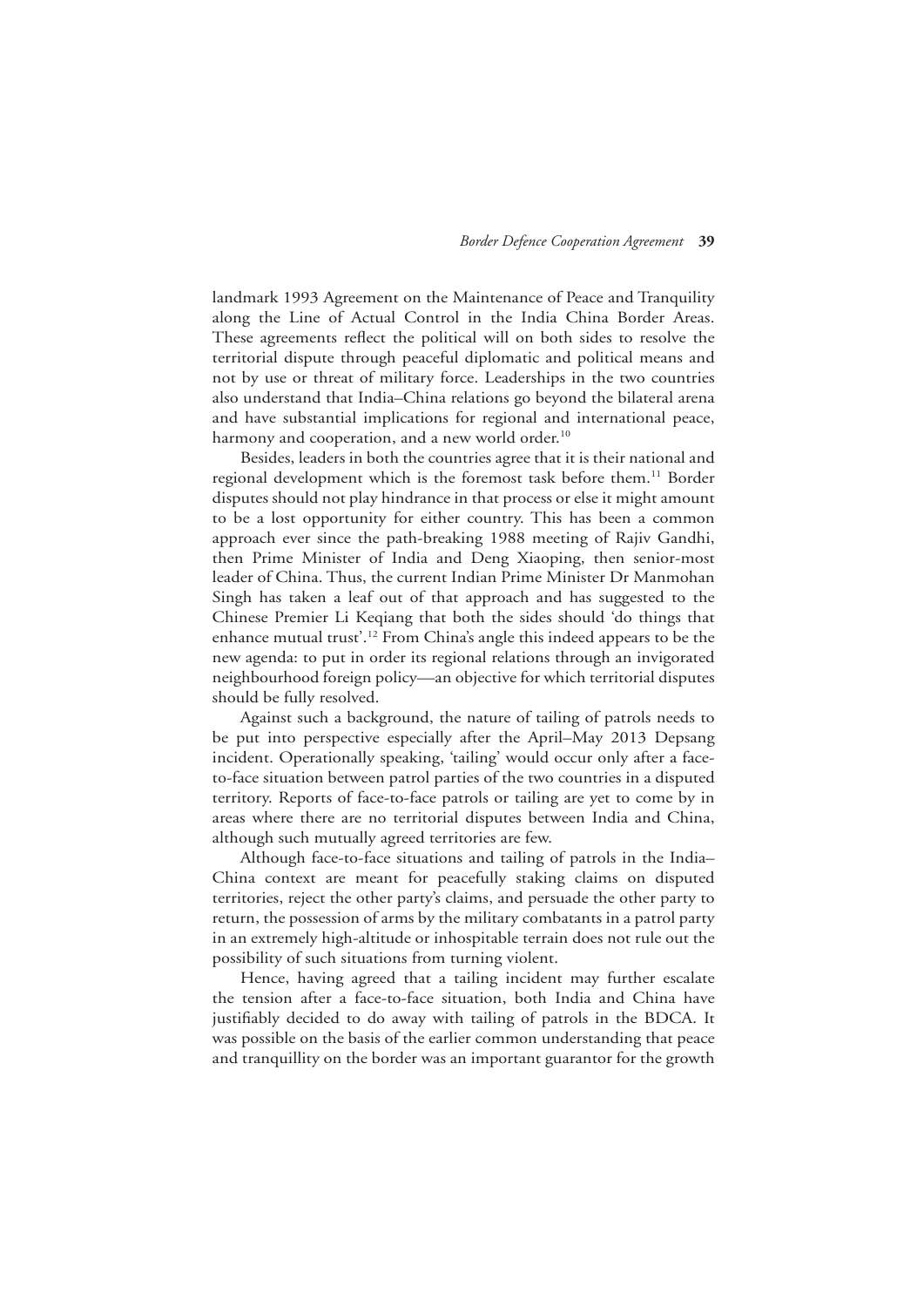landmark 1993 Agreement on the Maintenance of Peace and Tranquility along the Line of Actual Control in the India China Border Areas. These agreements reflect the political will on both sides to resolve the territorial dispute through peaceful diplomatic and political means and not by use or threat of military force. Leaderships in the two countries also understand that India–China relations go beyond the bilateral arena and have substantial implications for regional and international peace, harmony and cooperation, and a new world order.[10]

Besides, leaders in both the countries agree that it is their national and regional development which is the foremost task before them.[11] Border disputes should not play hindrance in that process or else it might amount to be a lost opportunity for either country. This has been a common approach ever since the path-breaking 1988 meeting of Rajiv Gandhi, then Prime Minister of India and Deng Xiaoping, then senior-most leader of China. Thus, the current Indian Prime Minister Dr Manmohan Singh has taken a leaf out of that approach and has suggested to the Chinese Premier Li Keqiang that both the sides should 'do things that enhance mutual trust'.[12] From China's angle this indeed appears to be the new agenda: to put in order its regional relations through an invigorated neighbourhood foreign policy—an objective for which territorial disputes should be fully resolved.

Against such a background, the nature of tailing of patrols needs to be put into perspective especially after the April–May 2013 Depsang incident. Operationally speaking, 'tailing' would occur only after a face-to-face situation between patrol parties of the two countries in a disputed territory. Reports of face-to-face patrols or tailing are yet to come by in areas where there are no territorial disputes between India and China, although such mutually agreed territories are few.

Although face-to-face situations and tailing of patrols in the India–China context are meant for peacefully staking claims on disputed territories, reject the other party's claims, and persuade the other party to return, the possession of arms by the military combatants in a patrol party in an extremely high-altitude or inhospitable terrain does not rule out the possibility of such situations from turning violent.

Hence, having agreed that a tailing incident may further escalate the tension after a face-to-face situation, both India and China have justifiably decided to do away with tailing of patrols in the BDCA. It was possible on the basis of the earlier common understanding that peace and tranquillity on the border was an important guarantor for the growth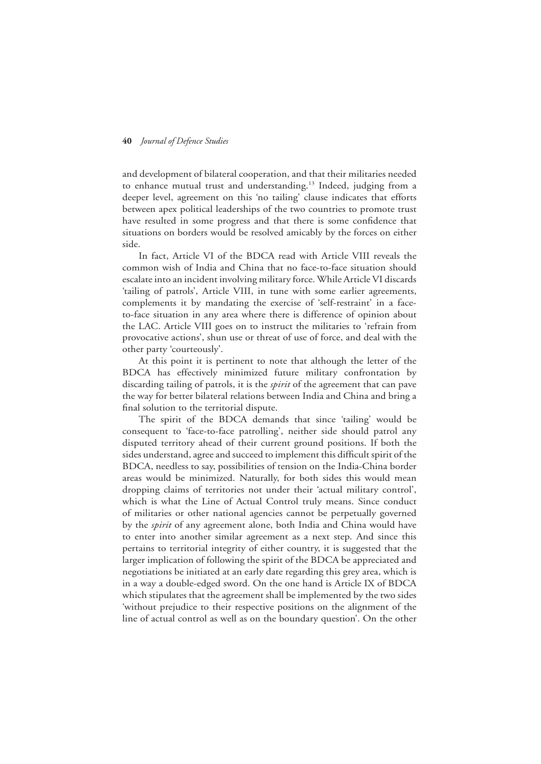and development of bilateral cooperation, and that their militaries needed to enhance mutual trust and understanding.[13] Indeed, judging from a deeper level, agreement on this 'no tailing' clause indicates that efforts between apex political leaderships of the two countries to promote trust have resulted in some progress and that there is some confidence that situations on borders would be resolved amicably by the forces on either side.

In fact, Article VI of the BDCA read with Article VIII reveals the common wish of India and China that no face-to-face situation should escalate into an incident involving military force. While Article VI discards 'tailing of patrols', Article VIII, in tune with some earlier agreements, complements it by mandating the exercise of 'self-restraint' in a face-to-face situation in any area where there is difference of opinion about the LAC. Article VIII goes on to instruct the militaries to 'refrain from provocative actions', shun use or threat of use of force, and deal with the other party 'courteously'.

At this point it is pertinent to note that although the letter of the BDCA has effectively minimized future military confrontation by discarding tailing of patrols, it is the *spirit* of the agreement that can pave the way for better bilateral relations between India and China and bring a final solution to the territorial dispute.

The spirit of the BDCA demands that since 'tailing' would be consequent to 'face-to-face patrolling', neither side should patrol any disputed territory ahead of their current ground positions. If both the sides understand, agree and succeed to implement this difficult spirit of the BDCA, needless to say, possibilities of tension on the India-China border areas would be minimized. Naturally, for both sides this would mean dropping claims of territories not under their 'actual military control', which is what the Line of Actual Control truly means. Since conduct of militaries or other national agencies cannot be perpetually governed by the *spirit* of any agreement alone, both India and China would have to enter into another similar agreement as a next step. And since this pertains to territorial integrity of either country, it is suggested that the larger implication of following the spirit of the BDCA be appreciated and negotiations be initiated at an early date regarding this grey area, which is in a way a double-edged sword. On the one hand is Article IX of BDCA which stipulates that the agreement shall be implemented by the two sides 'without prejudice to their respective positions on the alignment of the line of actual control as well as on the boundary question'. On the other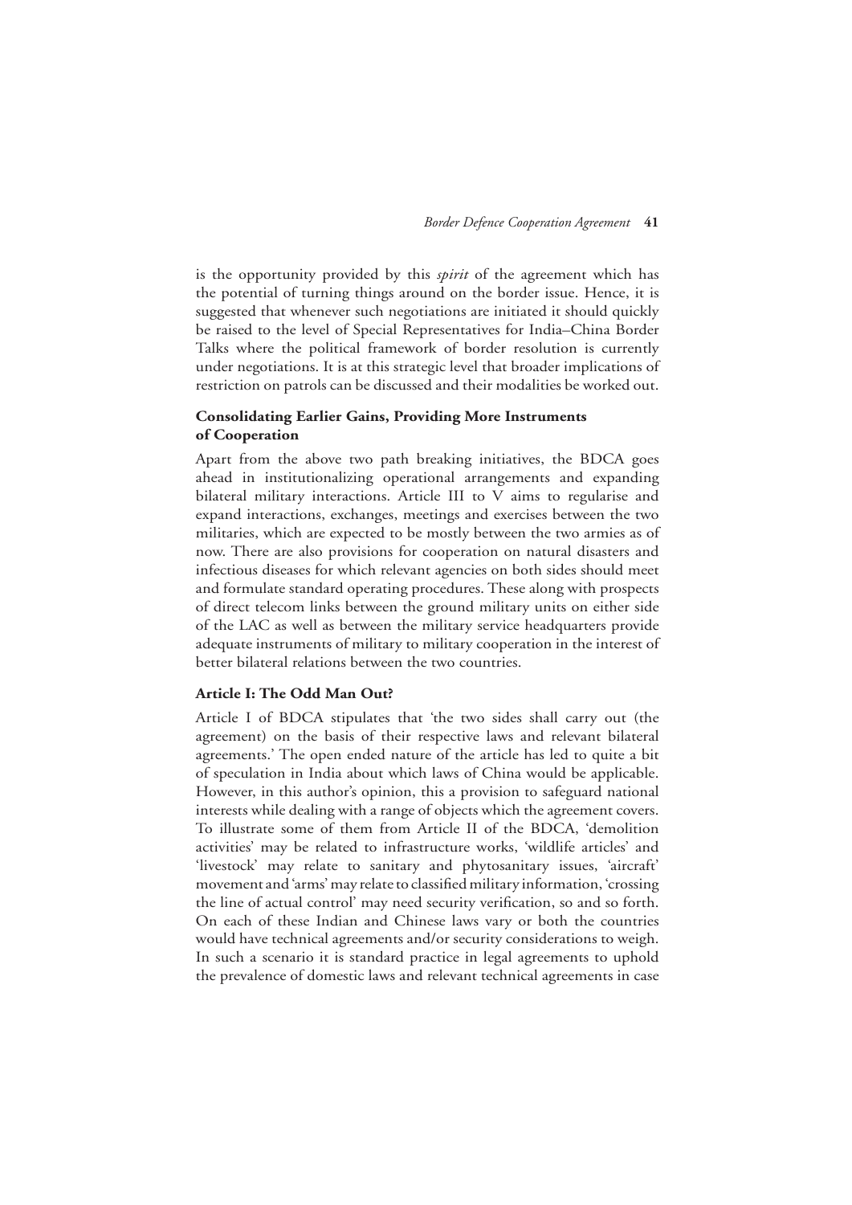is the opportunity provided by this *spirit* of the agreement which has the potential of turning things around on the border issue. Hence, it is suggested that whenever such negotiations are initiated it should quickly be raised to the level of Special Representatives for India–China Border Talks where the political framework of border resolution is currently under negotiations. It is at this strategic level that broader implications of restriction on patrols can be discussed and their modalities be worked out.

### Consolidating Earlier Gains, Providing More Instruments of Cooperation

Apart from the above two path breaking initiatives, the BDCA goes ahead in institutionalizing operational arrangements and expanding bilateral military interactions. Article III to V aims to regularise and expand interactions, exchanges, meetings and exercises between the two militaries, which are expected to be mostly between the two armies as of now. There are also provisions for cooperation on natural disasters and infectious diseases for which relevant agencies on both sides should meet and formulate standard operating procedures. These along with prospects of direct telecom links between the ground military units on either side of the LAC as well as between the military service headquarters provide adequate instruments of military to military cooperation in the interest of better bilateral relations between the two countries.

### Article I: The Odd Man Out?

Article I of BDCA stipulates that 'the two sides shall carry out (the agreement) on the basis of their respective laws and relevant bilateral agreements.' The open ended nature of the article has led to quite a bit of speculation in India about which laws of China would be applicable. However, in this author's opinion, this a provision to safeguard national interests while dealing with a range of objects which the agreement covers. To illustrate some of them from Article II of the BDCA, 'demolition activities' may be related to infrastructure works, 'wildlife articles' and 'livestock' may relate to sanitary and phytosanitary issues, 'aircraft' movement and 'arms' may relate to classified military information, 'crossing the line of actual control' may need security verification, so and so forth. On each of these Indian and Chinese laws vary or both the countries would have technical agreements and/or security considerations to weigh. In such a scenario it is standard practice in legal agreements to uphold the prevalence of domestic laws and relevant technical agreements in case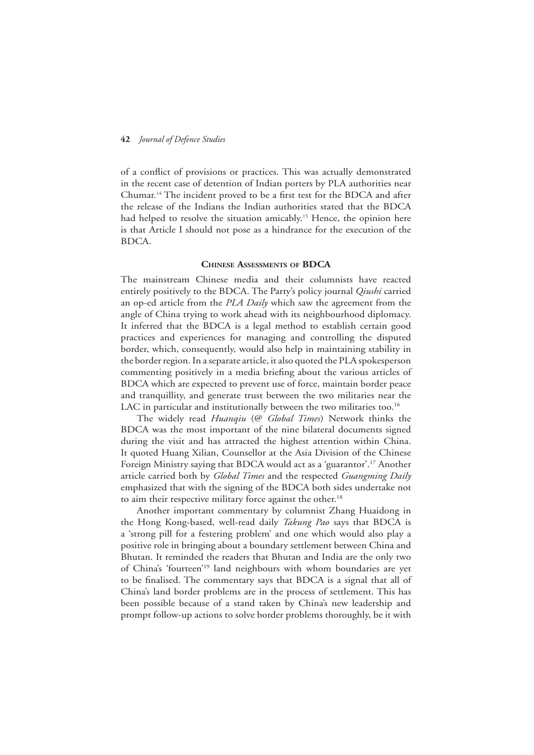of a conflict of provisions or practices. This was actually demonstrated in the recent case of detention of Indian porters by PLA authorities near Chumar.[14] The incident proved to be a first test for the BDCA and after the release of the Indians the Indian authorities stated that the BDCA had helped to resolve the situation amicably.[15] Hence, the opinion here is that Article I should not pose as a hindrance for the execution of the BDCA.

## Chinese Assessments of BDCA

The mainstream Chinese media and their columnists have reacted entirely positively to the BDCA. The Party's policy journal *Qiushi* carried an op-ed article from the *PLA Daily* which saw the agreement from the angle of China trying to work ahead with its neighbourhood diplomacy. It inferred that the BDCA is a legal method to establish certain good practices and experiences for managing and controlling the disputed border, which, consequently, would also help in maintaining stability in the border region. In a separate article, it also quoted the PLA spokesperson commenting positively in a media briefing about the various articles of BDCA which are expected to prevent use of force, maintain border peace and tranquillity, and generate trust between the two militaries near the LAC in particular and institutionally between the two militaries too.[16]

The widely read *Huanqiu* (@ *Global Times*) Network thinks the BDCA was the most important of the nine bilateral documents signed during the visit and has attracted the highest attention within China. It quoted Huang Xilian, Counsellor at the Asia Division of the Chinese Foreign Ministry saying that BDCA would act as a 'guarantor'.[17] Another article carried both by *Global Times* and the respected *Guangming Daily* emphasized that with the signing of the BDCA both sides undertake not to aim their respective military force against the other.[18]

Another important commentary by columnist Zhang Huaidong in the Hong Kong-based, well-read daily *Takung Pao* says that BDCA is a 'strong pill for a festering problem' and one which would also play a positive role in bringing about a boundary settlement between China and Bhutan. It reminded the readers that Bhutan and India are the only two of China's 'fourteen'[19] land neighbours with whom boundaries are yet to be finalised. The commentary says that BDCA is a signal that all of China's land border problems are in the process of settlement. This has been possible because of a stand taken by China's new leadership and prompt follow-up actions to solve border problems thoroughly, be it with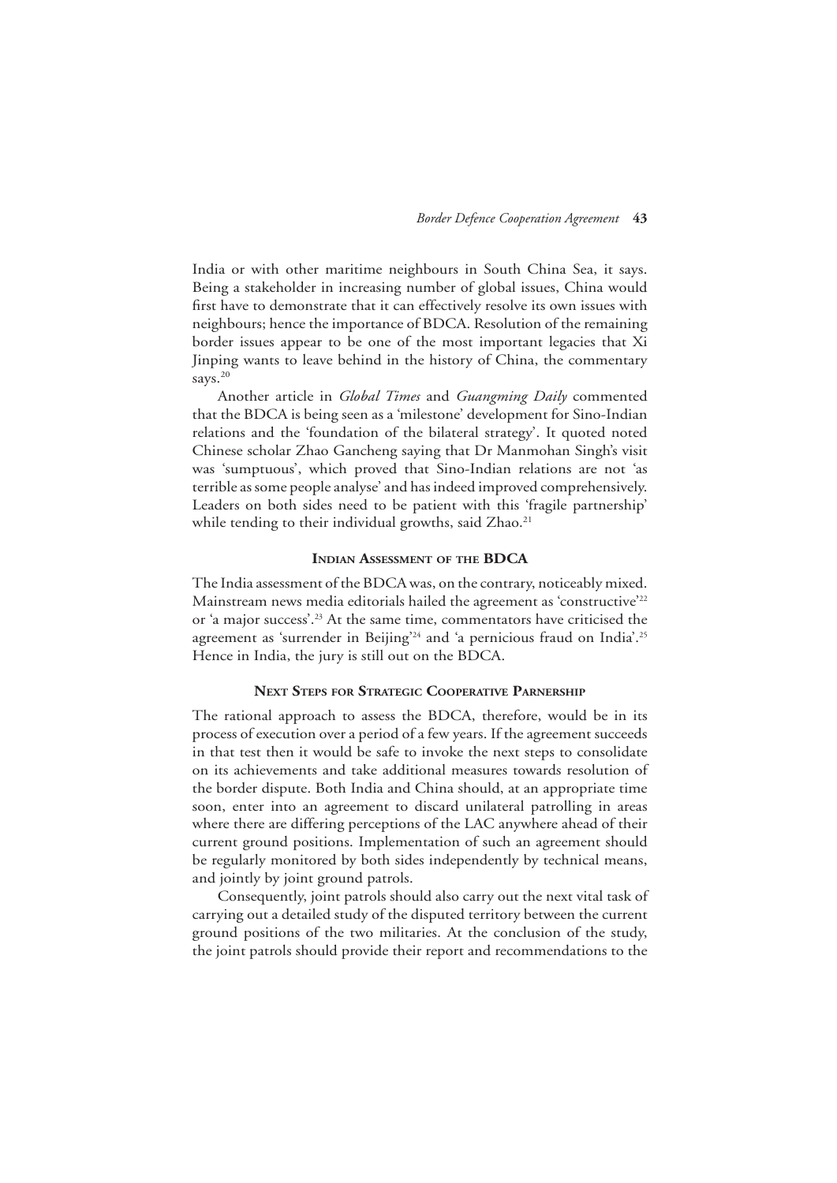India or with other maritime neighbours in South China Sea, it says. Being a stakeholder in increasing number of global issues, China would first have to demonstrate that it can effectively resolve its own issues with neighbours; hence the importance of BDCA. Resolution of the remaining border issues appear to be one of the most important legacies that Xi Jinping wants to leave behind in the history of China, the commentary says.[20]

Another article in *Global Times* and *Guangming Daily* commented that the BDCA is being seen as a 'milestone' development for Sino-Indian relations and the 'foundation of the bilateral strategy'. It quoted noted Chinese scholar Zhao Gancheng saying that Dr Manmohan Singh's visit was 'sumptuous', which proved that Sino-Indian relations are not 'as terrible as some people analyse' and has indeed improved comprehensively. Leaders on both sides need to be patient with this 'fragile partnership' while tending to their individual growths, said Zhao.[21]

## Indian Assessment of the BDCA

The India assessment of the BDCA was, on the contrary, noticeably mixed. Mainstream news media editorials hailed the agreement as 'constructive'[22] or 'a major success'.[23] At the same time, commentators have criticised the agreement as 'surrender in Beijing'[24] and 'a pernicious fraud on India'.[25] Hence in India, the jury is still out on the BDCA.

## Next Steps for Strategic Cooperative Parnership

The rational approach to assess the BDCA, therefore, would be in its process of execution over a period of a few years. If the agreement succeeds in that test then it would be safe to invoke the next steps to consolidate on its achievements and take additional measures towards resolution of the border dispute. Both India and China should, at an appropriate time soon, enter into an agreement to discard unilateral patrolling in areas where there are differing perceptions of the LAC anywhere ahead of their current ground positions. Implementation of such an agreement should be regularly monitored by both sides independently by technical means, and jointly by joint ground patrols.

Consequently, joint patrols should also carry out the next vital task of carrying out a detailed study of the disputed territory between the current ground positions of the two militaries. At the conclusion of the study, the joint patrols should provide their report and recommendations to the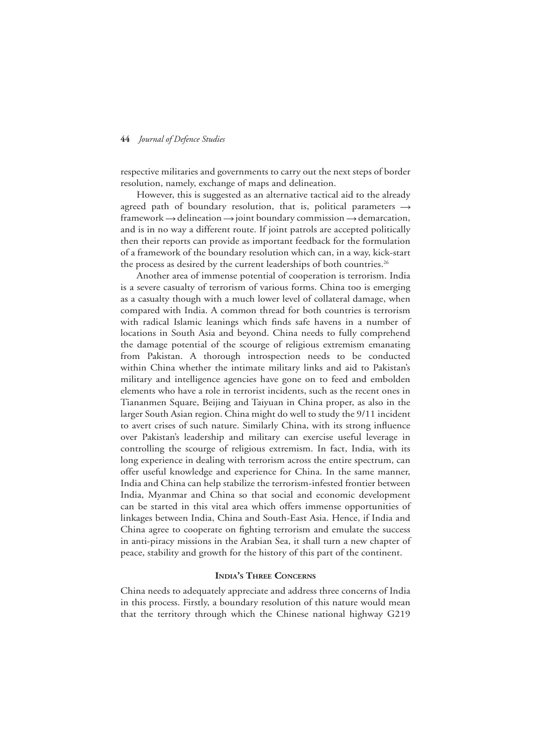respective militaries and governments to carry out the next steps of border resolution, namely, exchange of maps and delineation.

However, this is suggested as an alternative tactical aid to the already agreed path of boundary resolution, that is, political parameters → framework → delineation → joint boundary commission → demarcation, and is in no way a different route. If joint patrols are accepted politically then their reports can provide as important feedback for the formulation of a framework of the boundary resolution which can, in a way, kick-start the process as desired by the current leaderships of both countries.[26]

Another area of immense potential of cooperation is terrorism. India is a severe casualty of terrorism of various forms. China too is emerging as a casualty though with a much lower level of collateral damage, when compared with India. A common thread for both countries is terrorism with radical Islamic leanings which finds safe havens in a number of locations in South Asia and beyond. China needs to fully comprehend the damage potential of the scourge of religious extremism emanating from Pakistan. A thorough introspection needs to be conducted within China whether the intimate military links and aid to Pakistan's military and intelligence agencies have gone on to feed and embolden elements who have a role in terrorist incidents, such as the recent ones in Tiananmen Square, Beijing and Taiyuan in China proper, as also in the larger South Asian region. China might do well to study the 9/11 incident to avert crises of such nature. Similarly China, with its strong influence over Pakistan's leadership and military can exercise useful leverage in controlling the scourge of religious extremism. In fact, India, with its long experience in dealing with terrorism across the entire spectrum, can offer useful knowledge and experience for China. In the same manner, India and China can help stabilize the terrorism-infested frontier between India, Myanmar and China so that social and economic development can be started in this vital area which offers immense opportunities of linkages between India, China and South-East Asia. Hence, if India and China agree to cooperate on fighting terrorism and emulate the success in anti-piracy missions in the Arabian Sea, it shall turn a new chapter of peace, stability and growth for the history of this part of the continent.

## India's Three Concerns

China needs to adequately appreciate and address three concerns of India in this process. Firstly, a boundary resolution of this nature would mean that the territory through which the Chinese national highway G219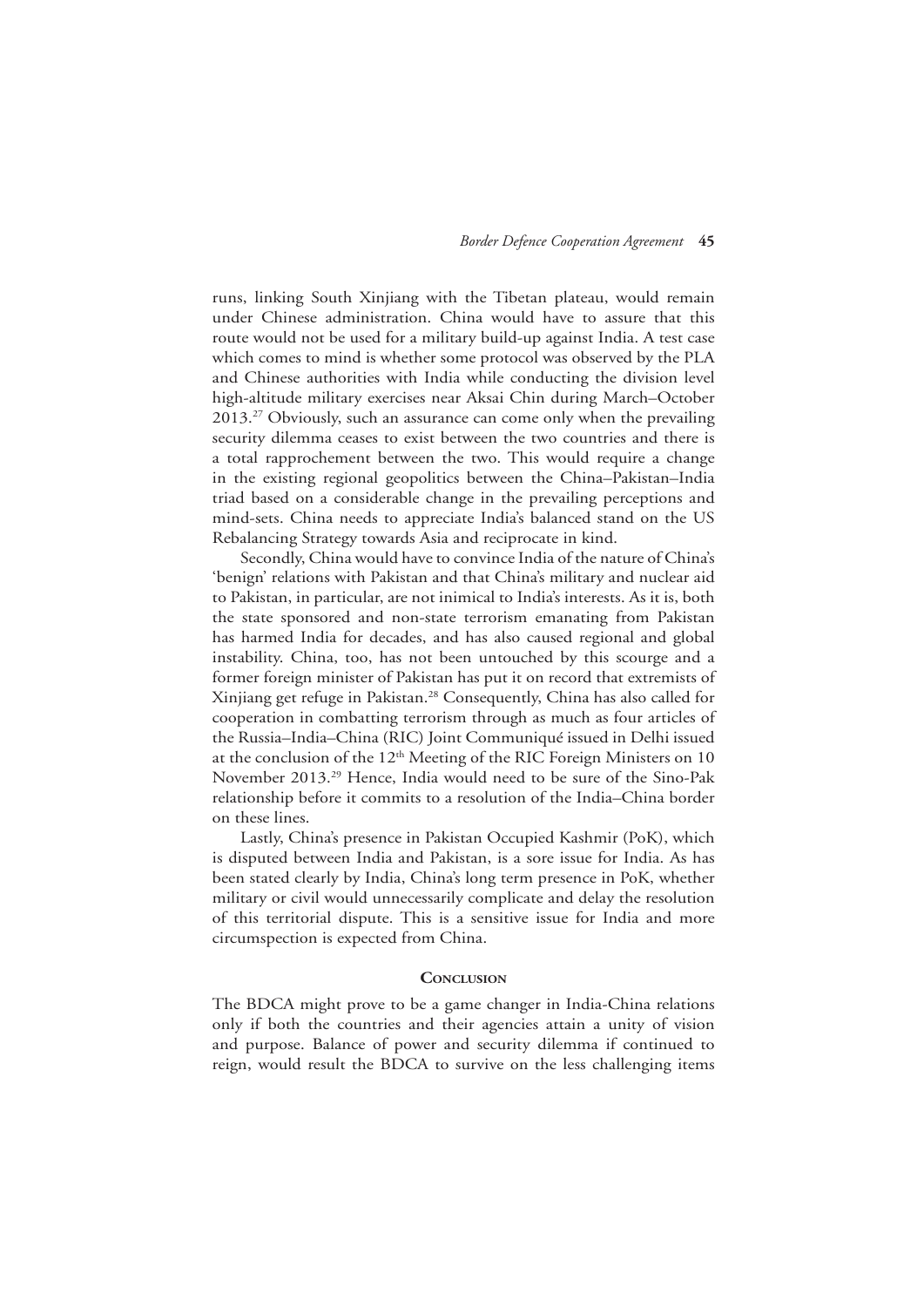runs, linking South Xinjiang with the Tibetan plateau, would remain under Chinese administration. China would have to assure that this route would not be used for a military build-up against India. A test case which comes to mind is whether some protocol was observed by the PLA and Chinese authorities with India while conducting the division level high-altitude military exercises near Aksai Chin during March–October 2013.[27] Obviously, such an assurance can come only when the prevailing security dilemma ceases to exist between the two countries and there is a total rapprochement between the two. This would require a change in the existing regional geopolitics between the China–Pakistan–India triad based on a considerable change in the prevailing perceptions and mind-sets. China needs to appreciate India's balanced stand on the US Rebalancing Strategy towards Asia and reciprocate in kind.

Secondly, China would have to convince India of the nature of China's 'benign' relations with Pakistan and that China's military and nuclear aid to Pakistan, in particular, are not inimical to India's interests. As it is, both the state sponsored and non-state terrorism emanating from Pakistan has harmed India for decades, and has also caused regional and global instability. China, too, has not been untouched by this scourge and a former foreign minister of Pakistan has put it on record that extremists of Xinjiang get refuge in Pakistan.[28] Consequently, China has also called for cooperation in combatting terrorism through as much as four articles of the Russia–India–China (RIC) Joint Communiqué issued in Delhi issued at the conclusion of the 12th Meeting of the RIC Foreign Ministers on 10 November 2013.[29] Hence, India would need to be sure of the Sino-Pak relationship before it commits to a resolution of the India–China border on these lines.

Lastly, China's presence in Pakistan Occupied Kashmir (PoK), which is disputed between India and Pakistan, is a sore issue for India. As has been stated clearly by India, China's long term presence in PoK, whether military or civil would unnecessarily complicate and delay the resolution of this territorial dispute. This is a sensitive issue for India and more circumspection is expected from China.

## Conclusion

The BDCA might prove to be a game changer in India-China relations only if both the countries and their agencies attain a unity of vision and purpose. Balance of power and security dilemma if continued to reign, would result the BDCA to survive on the less challenging items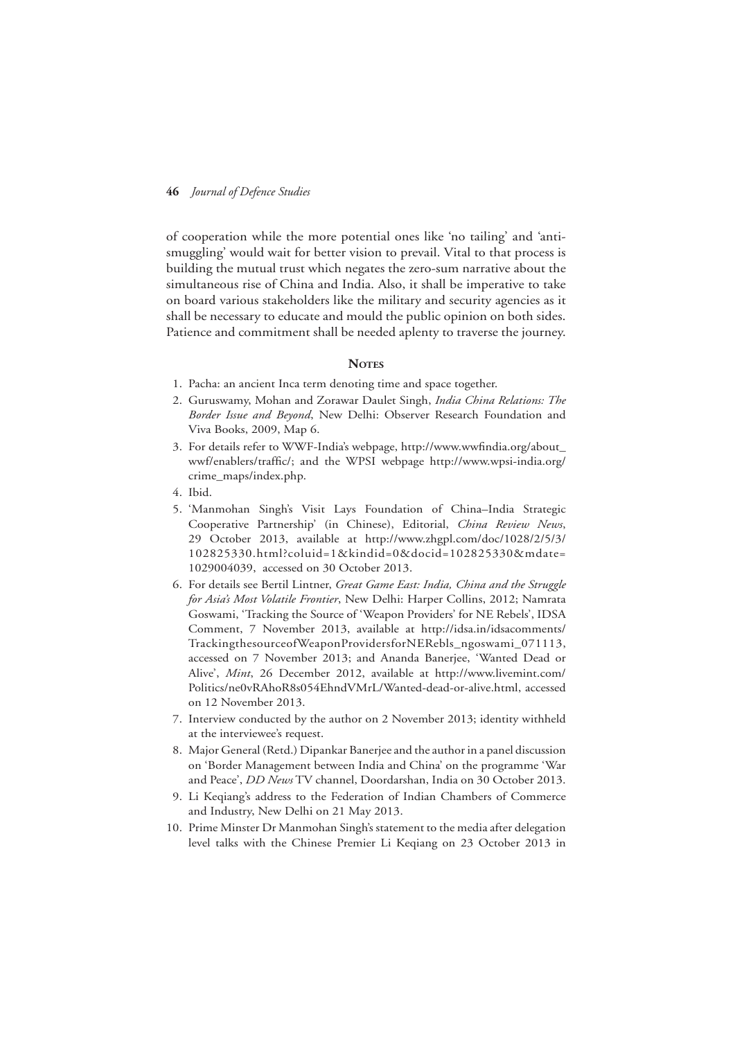of cooperation while the more potential ones like 'no tailing' and 'anti-smuggling' would wait for better vision to prevail. Vital to that process is building the mutual trust which negates the zero-sum narrative about the simultaneous rise of China and India. Also, it shall be imperative to take on board various stakeholders like the military and security agencies as it shall be necessary to educate and mould the public opinion on both sides. Patience and commitment shall be needed aplenty to traverse the journey.

## Notes

1. Pacha: an ancient Inca term denoting time and space together.
2. Guruswamy, Mohan and Zorawar Daulet Singh, *India China Relations: The Border Issue and Beyond*, New Delhi: Observer Research Foundation and Viva Books, 2009, Map 6.
3. For details refer to WWF-India's webpage, http://www.wwfindia.org/about_wwf/enablers/traffic/; and the WPSI webpage http://www.wpsi-india.org/crime_maps/index.php.
4. Ibid.
5. 'Manmohan Singh's Visit Lays Foundation of China–India Strategic Cooperative Partnership' (in Chinese), Editorial, *China Review News*, 29 October 2013, available at http://www.zhgpl.com/doc/1028/2/5/3/102825330.html?coluid=1&kindid=0&docid=102825330&mdate=1029004039, accessed on 30 October 2013.
6. For details see Bertil Lintner, *Great Game East: India, China and the Struggle for Asia's Most Volatile Frontier*, New Delhi: Harper Collins, 2012; Namrata Goswami, 'Tracking the Source of 'Weapon Providers' for NE Rebels', IDSA Comment, 7 November 2013, available at http://idsa.in/idsacomments/TrackingthesourceofWeaponProvidersforNERebls_ngoswami_071113, accessed on 7 November 2013; and Ananda Banerjee, 'Wanted Dead or Alive', *Mint*, 26 December 2012, available at http://www.livemint.com/Politics/ne0vRAhoR8s054EhndVMrL/Wanted-dead-or-alive.html, accessed on 12 November 2013.
7. Interview conducted by the author on 2 November 2013; identity withheld at the interviewee's request.
8. Major General (Retd.) Dipankar Banerjee and the author in a panel discussion on 'Border Management between India and China' on the programme 'War and Peace', *DD News* TV channel, Doordarshan, India on 30 October 2013.
9. Li Keqiang's address to the Federation of Indian Chambers of Commerce and Industry, New Delhi on 21 May 2013.
10. Prime Minster Dr Manmohan Singh's statement to the media after delegation level talks with the Chinese Premier Li Keqiang on 23 October 2013 in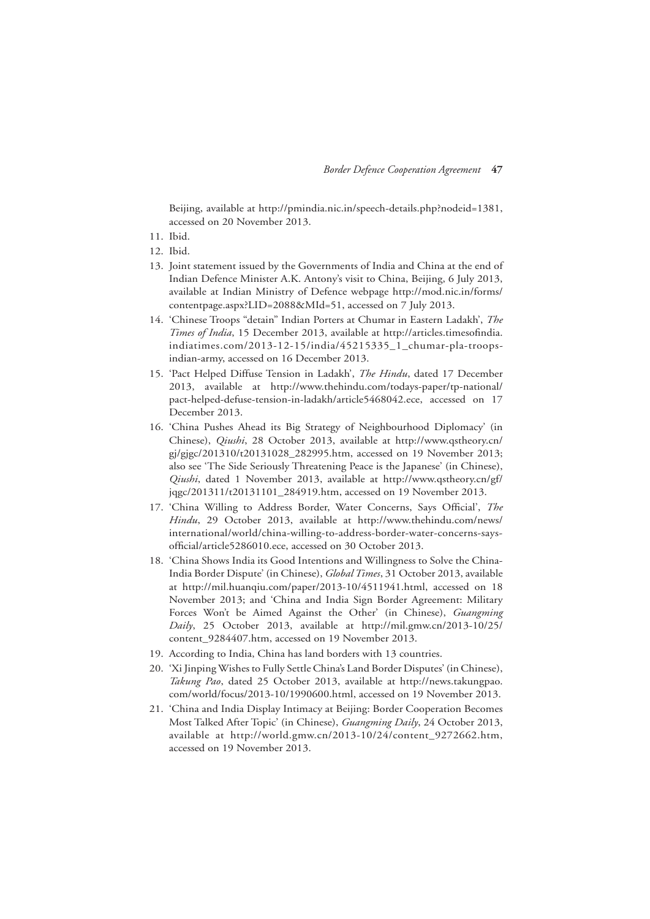Beijing, available at http://pmindia.nic.in/speech-details.php?nodeid=1381, accessed on 20 November 2013.

11. Ibid.
12. Ibid.
13. Joint statement issued by the Governments of India and China at the end of Indian Defence Minister A.K. Antony's visit to China, Beijing, 6 July 2013, available at Indian Ministry of Defence webpage http://mod.nic.in/forms/contentpage.aspx?LID=2088&MId=51, accessed on 7 July 2013.
14. 'Chinese Troops "detain" Indian Porters at Chumar in Eastern Ladakh', *The Times of India*, 15 December 2013, available at http://articles.timesofindia.indiatimes.com/2013-12-15/india/45215335_1_chumar-pla-troops-indian-army, accessed on 16 December 2013.
15. 'Pact Helped Diffuse Tension in Ladakh', *The Hindu*, dated 17 December 2013, available at http://www.thehindu.com/todays-paper/tp-national/pact-helped-defuse-tension-in-ladakh/article5468042.ece, accessed on 17 December 2013.
16. 'China Pushes Ahead its Big Strategy of Neighbourhood Diplomacy' (in Chinese), *Qiushi*, 28 October 2013, available at http://www.qstheory.cn/gj/gjgc/201310/t20131028_282995.htm, accessed on 19 November 2013; also see 'The Side Seriously Threatening Peace is the Japanese' (in Chinese), *Qiushi*, dated 1 November 2013, available at http://www.qstheory.cn/gf/jqgc/201311/t20131101_284919.htm, accessed on 19 November 2013.
17. 'China Willing to Address Border, Water Concerns, Says Official', *The Hindu*, 29 October 2013, available at http://www.thehindu.com/news/international/world/china-willing-to-address-border-water-concerns-says-official/article5286010.ece, accessed on 30 October 2013.
18. 'China Shows India its Good Intentions and Willingness to Solve the China-India Border Dispute' (in Chinese), *Global Times*, 31 October 2013, available at http://mil.huanqiu.com/paper/2013-10/4511941.html, accessed on 18 November 2013; and 'China and India Sign Border Agreement: Military Forces Won't be Aimed Against the Other' (in Chinese), *Guangming Daily*, 25 October 2013, available at http://mil.gmw.cn/2013-10/25/content_9284407.htm, accessed on 19 November 2013.
19. According to India, China has land borders with 13 countries.
20. 'Xi Jinping Wishes to Fully Settle China's Land Border Disputes' (in Chinese), *Takung Pao*, dated 25 October 2013, available at http://news.takungpao.com/world/focus/2013-10/1990600.html, accessed on 19 November 2013.
21. 'China and India Display Intimacy at Beijing: Border Cooperation Becomes Most Talked After Topic' (in Chinese), *Guangming Daily*, 24 October 2013, available at http://world.gmw.cn/2013-10/24/content_9272662.htm, accessed on 19 November 2013.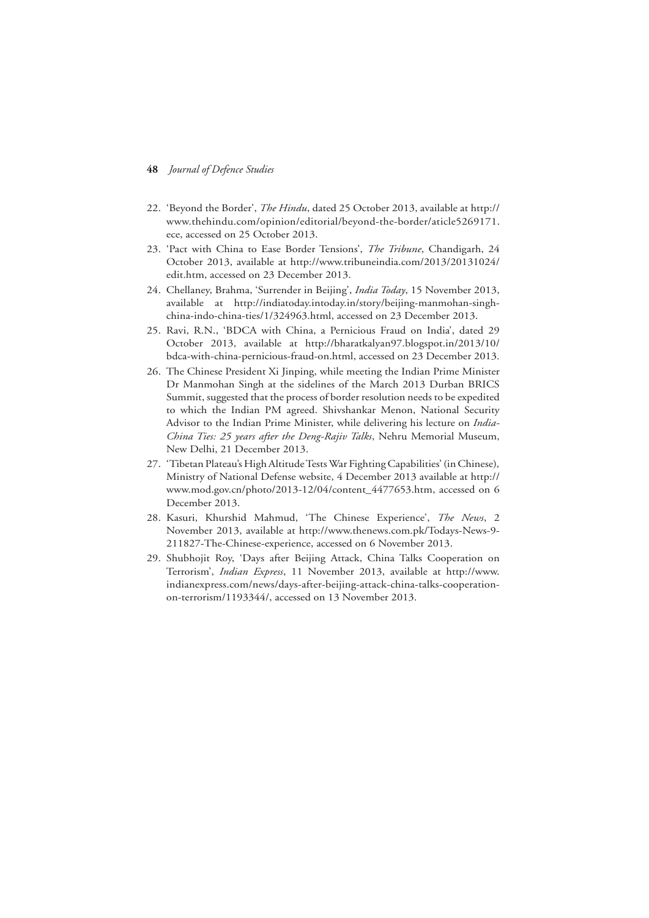22. 'Beyond the Border', *The Hindu*, dated 25 October 2013, available at http://www.thehindu.com/opinion/editorial/beyond-the-border/aticle5269171.ece, accessed on 25 October 2013.
23. 'Pact with China to Ease Border Tensions', *The Tribune*, Chandigarh, 24 October 2013, available at http://www.tribuneindia.com/2013/20131024/edit.htm, accessed on 23 December 2013.
24. Chellaney, Brahma, 'Surrender in Beijing', *India Today*, 15 November 2013, available at http://indiatoday.intoday.in/story/beijing-manmohan-singh-china-indo-china-ties/1/324963.html, accessed on 23 December 2013.
25. Ravi, R.N., 'BDCA with China, a Pernicious Fraud on India', dated 29 October 2013, available at http://bharatkalyan97.blogspot.in/2013/10/bdca-with-china-pernicious-fraud-on.html, accessed on 23 December 2013.
26. The Chinese President Xi Jinping, while meeting the Indian Prime Minister Dr Manmohan Singh at the sidelines of the March 2013 Durban BRICS Summit, suggested that the process of border resolution needs to be expedited to which the Indian PM agreed. Shivshankar Menon, National Security Advisor to the Indian Prime Minister, while delivering his lecture on *India-China Ties: 25 years after the Deng-Rajiv Talks*, Nehru Memorial Museum, New Delhi, 21 December 2013.
27. 'Tibetan Plateau's High Altitude Tests War Fighting Capabilities' (in Chinese), Ministry of National Defense website, 4 December 2013 available at http://www.mod.gov.cn/photo/2013-12/04/content_4477653.htm, accessed on 6 December 2013.
28. Kasuri, Khurshid Mahmud, 'The Chinese Experience', *The News*, 2 November 2013, available at http://www.thenews.com.pk/Todays-News-9-211827-The-Chinese-experience, accessed on 6 November 2013.
29. Shubhojit Roy, 'Days after Beijing Attack, China Talks Cooperation on Terrorism', *Indian Express*, 11 November 2013, available at http://www.indianexpress.com/news/days-after-beijing-attack-china-talks-cooperation-on-terrorism/1193344/, accessed on 13 November 2013.